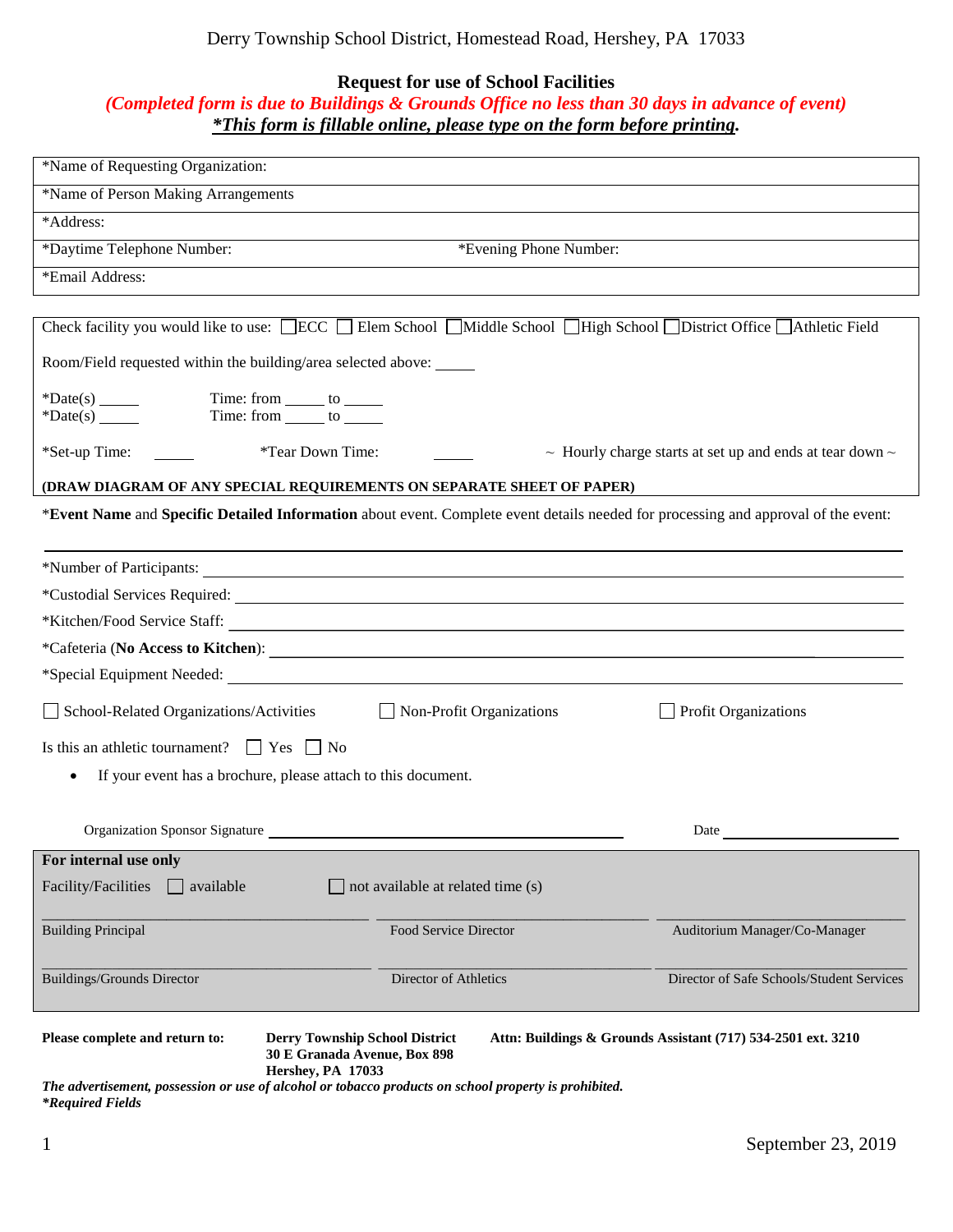Derry Township School District, Homestead Road, Hershey, PA 17033

## Request for use of School Facilities

***(Completed form is due to Buildings & Grounds Office no less than 30 days in advance of event)***

***\*This form is fillable online, please type on the form before printing.***

| |
|---|
| *Name of Requesting Organization: |
| *Name of Person Making Arrangements |
| *Address: |
| *Daytime Telephone Number: *Evening Phone Number: |
| *Email Address: |

Check facility you would like to use: ☐ ECC ☐ Elem School ☐ Middle School ☐ High School ☐ District Office ☐ Athletic Field

Room/Field requested within the building/area selected above: _____

*Date(s) _____ Time: from _____ to _____

*Date(s) _____ Time: from _____ to _____

*Set-up Time: _____ *Tear Down Time: _____ ~ Hourly charge starts at set up and ends at tear down ~

**(DRAW DIAGRAM OF ANY SPECIAL REQUIREMENTS ON SEPARATE SHEET OF PAPER)**

***Event Name** and **Specific Detailed Information** about event. Complete event details needed for processing and approval of the event:

______________________________________________________________

*Number of Participants: ______________________________

*Custodial Services Required: ______________________________

*Kitchen/Food Service Staff: ______________________________

*Cafeteria (**No Access to Kitchen**): ______________________________

*Special Equipment Needed: ______________________________

☐ School-Related Organizations/Activities ☐ Non-Profit Organizations ☐ Profit Organizations

Is this an athletic tournament? ☐ Yes ☐ No

- If your event has a brochure, please attach to this document.

Organization Sponsor Signature ______________________________ Date ______________

**For internal use only**

Facility/Facilities ☐ available ☐ not available at related time (s)

| | | |
|---|---|---|
| Building Principal | Food Service Director | Auditorium Manager/Co-Manager |
| Buildings/Grounds Director | Director of Athletics | Director of Safe Schools/Student Services |

**Please complete and return to:** **Derry Township School District**
**30 E Granada Avenue, Box 898**
**Hershey, PA 17033**
**Attn: Buildings & Grounds Assistant (717) 534-2501 ext. 3210**

***The advertisement, possession or use of alcohol or tobacco products on school property is prohibited.***

***\*Required Fields***

September 23, 2019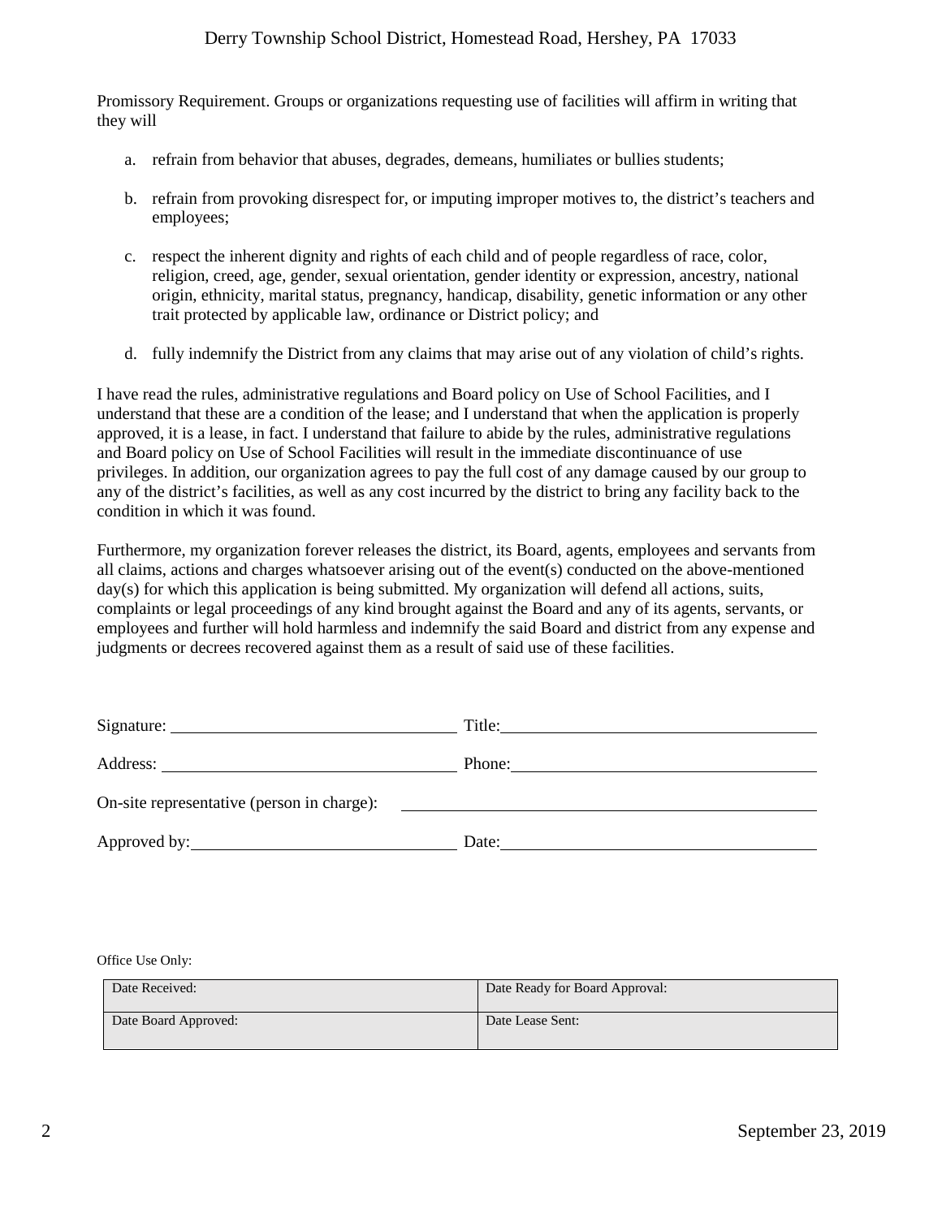Promissory Requirement. Groups or organizations requesting use of facilities will affirm in writing that they will

a. refrain from behavior that abuses, degrades, demeans, humiliates or bullies students;

b. refrain from provoking disrespect for, or imputing improper motives to, the district's teachers and employees;

c. respect the inherent dignity and rights of each child and of people regardless of race, color, religion, creed, age, gender, sexual orientation, gender identity or expression, ancestry, national origin, ethnicity, marital status, pregnancy, handicap, disability, genetic information or any other trait protected by applicable law, ordinance or District policy; and

d. fully indemnify the District from any claims that may arise out of any violation of child's rights.

I have read the rules, administrative regulations and Board policy on Use of School Facilities, and I understand that these are a condition of the lease; and I understand that when the application is properly approved, it is a lease, in fact. I understand that failure to abide by the rules, administrative regulations and Board policy on Use of School Facilities will result in the immediate discontinuance of use privileges. In addition, our organization agrees to pay the full cost of any damage caused by our group to any of the district's facilities, as well as any cost incurred by the district to bring any facility back to the condition in which it was found.

Furthermore, my organization forever releases the district, its Board, agents, employees and servants from all claims, actions and charges whatsoever arising out of the event(s) conducted on the above-mentioned day(s) for which this application is being submitted. My organization will defend all actions, suits, complaints or legal proceedings of any kind brought against the Board and any of its agents, servants, or employees and further will hold harmless and indemnify the said Board and district from any expense and judgments or decrees recovered against them as a result of said use of these facilities.

Signature: ______________________ Title: ______________________

Address: ______________________ Phone: ______________________

On-site representative (person in charge): ______________________

Approved by: ______________________ Date: ______________________

Office Use Only:

| | |
|---|---|
| Date Received: | Date Ready for Board Approval: |
| Date Board Approved: | Date Lease Sent: |